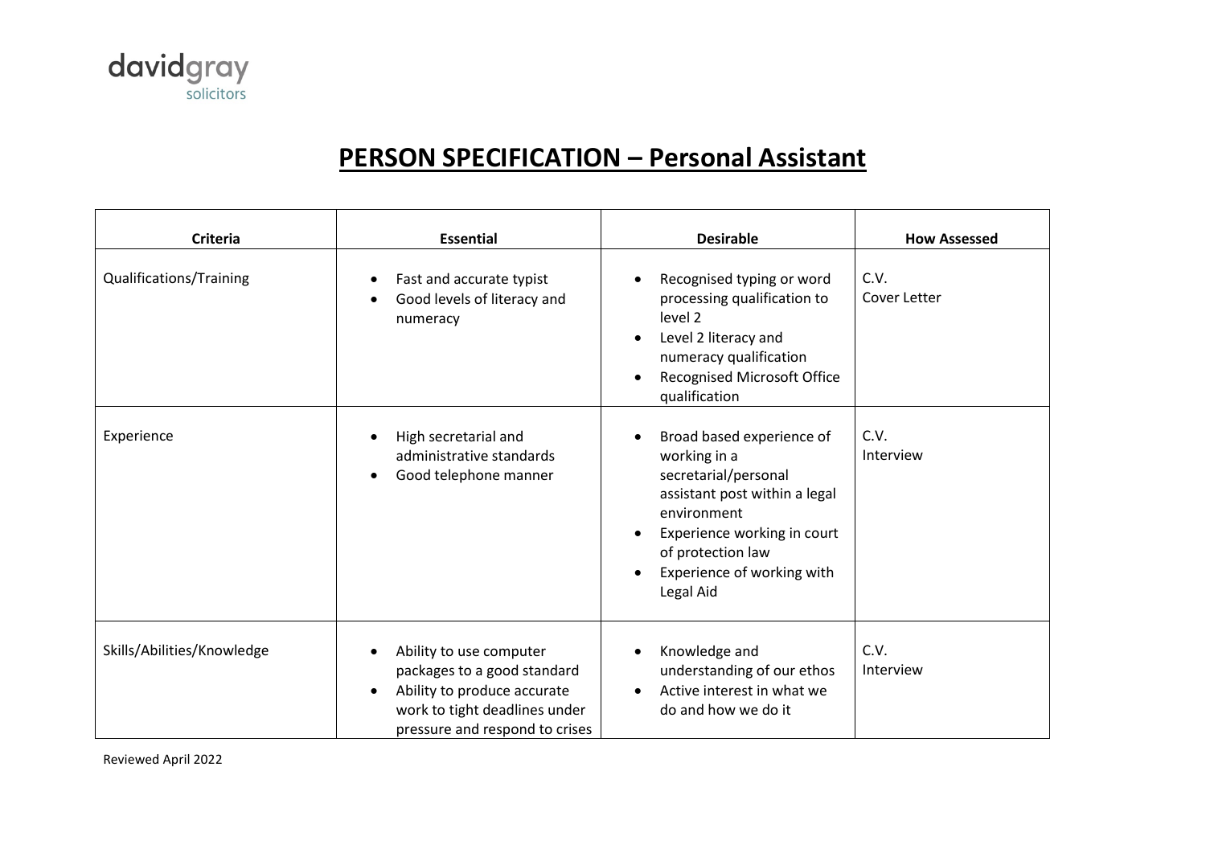davidgray
solicitors

# PERSON SPECIFICATION – Personal Assistant

| Criteria | Essential | Desirable | How Assessed |
|---|---|---|---|
| Qualifications/Training | • Fast and accurate typist<br>• Good levels of literacy and numeracy | • Recognised typing or word processing qualification to level 2<br>• Level 2 literacy and numeracy qualification<br>• Recognised Microsoft Office qualification | C.V.<br>Cover Letter |
| Experience | • High secretarial and administrative standards<br>• Good telephone manner | • Broad based experience of working in a secretarial/personal assistant post within a legal environment<br>• Experience working in court of protection law<br>• Experience of working with Legal Aid | C.V.<br>Interview |
| Skills/Abilities/Knowledge | • Ability to use computer packages to a good standard<br>• Ability to produce accurate work to tight deadlines under pressure and respond to crises | • Knowledge and understanding of our ethos<br>• Active interest in what we do and how we do it | C.V.<br>Interview |

Reviewed April 2022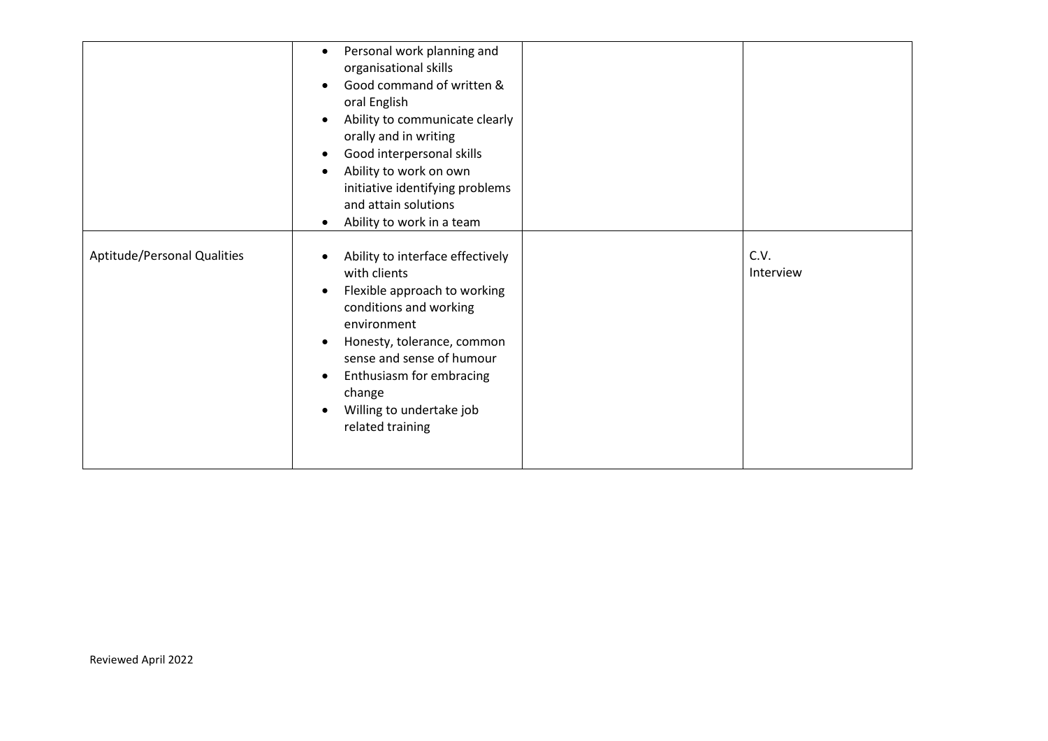| | | | |
|---|---|---|---|
| | • Personal work planning and organisational skills<br>• Good command of written & oral English<br>• Ability to communicate clearly orally and in writing<br>• Good interpersonal skills<br>• Ability to work on own initiative identifying problems and attain solutions<br>• Ability to work in a team | | |
| Aptitude/Personal Qualities | • Ability to interface effectively with clients<br>• Flexible approach to working conditions and working environment<br>• Honesty, tolerance, common sense and sense of humour<br>• Enthusiasm for embracing change<br>• Willing to undertake job related training | | C.V.<br>Interview |

Reviewed April 2022